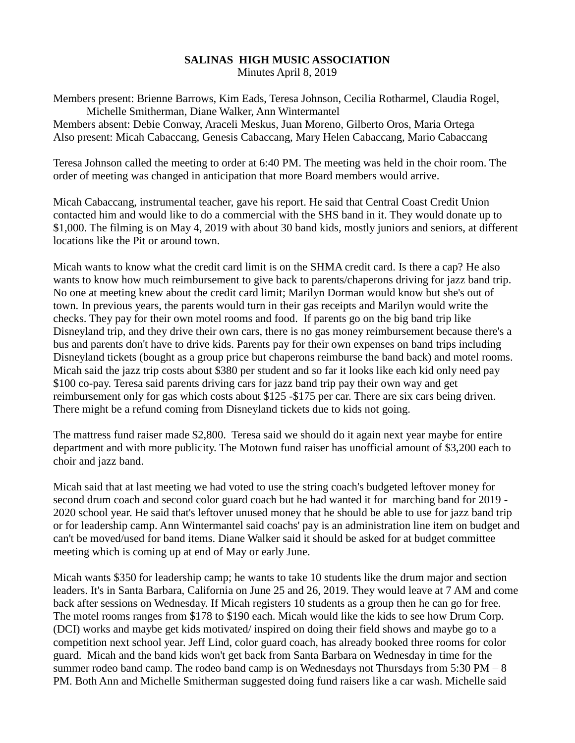**SALINAS HIGH MUSIC ASSOCIATION**
Minutes April 8, 2019

Members present: Brienne Barrows, Kim Eads, Teresa Johnson, Cecilia Rotharmel, Claudia Rogel, Michelle Smitherman, Diane Walker, Ann Wintermantel
Members absent: Debie Conway, Araceli Meskus, Juan Moreno, Gilberto Oros, Maria Ortega
Also present: Micah Cabaccang, Genesis Cabaccang, Mary Helen Cabaccang, Mario Cabaccang

Teresa Johnson called the meeting to order at 6:40 PM. The meeting was held in the choir room. The order of meeting was changed in anticipation that more Board members would arrive.

Micah Cabaccang, instrumental teacher, gave his report. He said that Central Coast Credit Union contacted him and would like to do a commercial with the SHS band in it. They would donate up to $1,000. The filming is on May 4, 2019 with about 30 band kids, mostly juniors and seniors, at different locations like the Pit or around town.

Micah wants to know what the credit card limit is on the SHMA credit card. Is there a cap? He also wants to know how much reimbursement to give back to parents/chaperons driving for jazz band trip. No one at meeting knew about the credit card limit; Marilyn Dorman would know but she's out of town. In previous years, the parents would turn in their gas receipts and Marilyn would write the checks. They pay for their own motel rooms and food. If parents go on the big band trip like Disneyland trip, and they drive their own cars, there is no gas money reimbursement because there's a bus and parents don't have to drive kids. Parents pay for their own expenses on band trips including Disneyland tickets (bought as a group price but chaperons reimburse the band back) and motel rooms. Micah said the jazz trip costs about $380 per student and so far it looks like each kid only need pay $100 co-pay. Teresa said parents driving cars for jazz band trip pay their own way and get reimbursement only for gas which costs about $125 -$175 per car. There are six cars being driven. There might be a refund coming from Disneyland tickets due to kids not going.

The mattress fund raiser made $2,800. Teresa said we should do it again next year maybe for entire department and with more publicity. The Motown fund raiser has unofficial amount of $3,200 each to choir and jazz band.

Micah said that at last meeting we had voted to use the string coach's budgeted leftover money for second drum coach and second color guard coach but he had wanted it for marching band for 2019 - 2020 school year. He said that's leftover unused money that he should be able to use for jazz band trip or for leadership camp. Ann Wintermantel said coachs' pay is an administration line item on budget and can't be moved/used for band items. Diane Walker said it should be asked for at budget committee meeting which is coming up at end of May or early June.

Micah wants $350 for leadership camp; he wants to take 10 students like the drum major and section leaders. It's in Santa Barbara, California on June 25 and 26, 2019. They would leave at 7 AM and come back after sessions on Wednesday. If Micah registers 10 students as a group then he can go for free. The motel rooms ranges from $178 to $190 each. Micah would like the kids to see how Drum Corp. (DCI) works and maybe get kids motivated/ inspired on doing their field shows and maybe go to a competition next school year. Jeff Lind, color guard coach, has already booked three rooms for color guard. Micah and the band kids won't get back from Santa Barbara on Wednesday in time for the summer rodeo band camp. The rodeo band camp is on Wednesdays not Thursdays from 5:30 PM – 8 PM. Both Ann and Michelle Smitherman suggested doing fund raisers like a car wash. Michelle said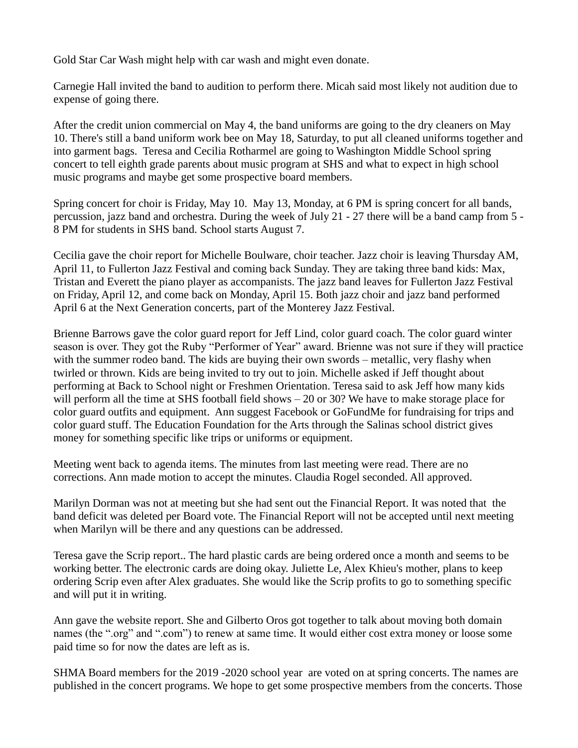Gold Star Car Wash might help with car wash and might even donate.

Carnegie Hall invited the band to audition to perform there. Micah said most likely not audition due to expense of going there.

After the credit union commercial on May 4, the band uniforms are going to the dry cleaners on May 10. There's still a band uniform work bee on May 18, Saturday, to put all cleaned uniforms together and into garment bags. Teresa and Cecilia Rotharmel are going to Washington Middle School spring concert to tell eighth grade parents about music program at SHS and what to expect in high school music programs and maybe get some prospective board members.

Spring concert for choir is Friday, May 10. May 13, Monday, at 6 PM is spring concert for all bands, percussion, jazz band and orchestra. During the week of July 21 - 27 there will be a band camp from 5 - 8 PM for students in SHS band. School starts August 7.

Cecilia gave the choir report for Michelle Boulware, choir teacher. Jazz choir is leaving Thursday AM, April 11, to Fullerton Jazz Festival and coming back Sunday. They are taking three band kids: Max, Tristan and Everett the piano player as accompanists. The jazz band leaves for Fullerton Jazz Festival on Friday, April 12, and come back on Monday, April 15. Both jazz choir and jazz band performed April 6 at the Next Generation concerts, part of the Monterey Jazz Festival.

Brienne Barrows gave the color guard report for Jeff Lind, color guard coach. The color guard winter season is over. They got the Ruby "Performer of Year" award. Brienne was not sure if they will practice with the summer rodeo band. The kids are buying their own swords – metallic, very flashy when twirled or thrown. Kids are being invited to try out to join. Michelle asked if Jeff thought about performing at Back to School night or Freshmen Orientation. Teresa said to ask Jeff how many kids will perform all the time at SHS football field shows – 20 or 30? We have to make storage place for color guard outfits and equipment. Ann suggest Facebook or GoFundMe for fundraising for trips and color guard stuff. The Education Foundation for the Arts through the Salinas school district gives money for something specific like trips or uniforms or equipment.

Meeting went back to agenda items. The minutes from last meeting were read. There are no corrections. Ann made motion to accept the minutes. Claudia Rogel seconded. All approved.

Marilyn Dorman was not at meeting but she had sent out the Financial Report. It was noted that the band deficit was deleted per Board vote. The Financial Report will not be accepted until next meeting when Marilyn will be there and any questions can be addressed.

Teresa gave the Scrip report.. The hard plastic cards are being ordered once a month and seems to be working better. The electronic cards are doing okay. Juliette Le, Alex Khieu's mother, plans to keep ordering Scrip even after Alex graduates. She would like the Scrip profits to go to something specific and will put it in writing.

Ann gave the website report. She and Gilberto Oros got together to talk about moving both domain names (the ".org" and ".com") to renew at same time. It would either cost extra money or loose some paid time so for now the dates are left as is.

SHMA Board members for the 2019 -2020 school year are voted on at spring concerts. The names are published in the concert programs. We hope to get some prospective members from the concerts. Those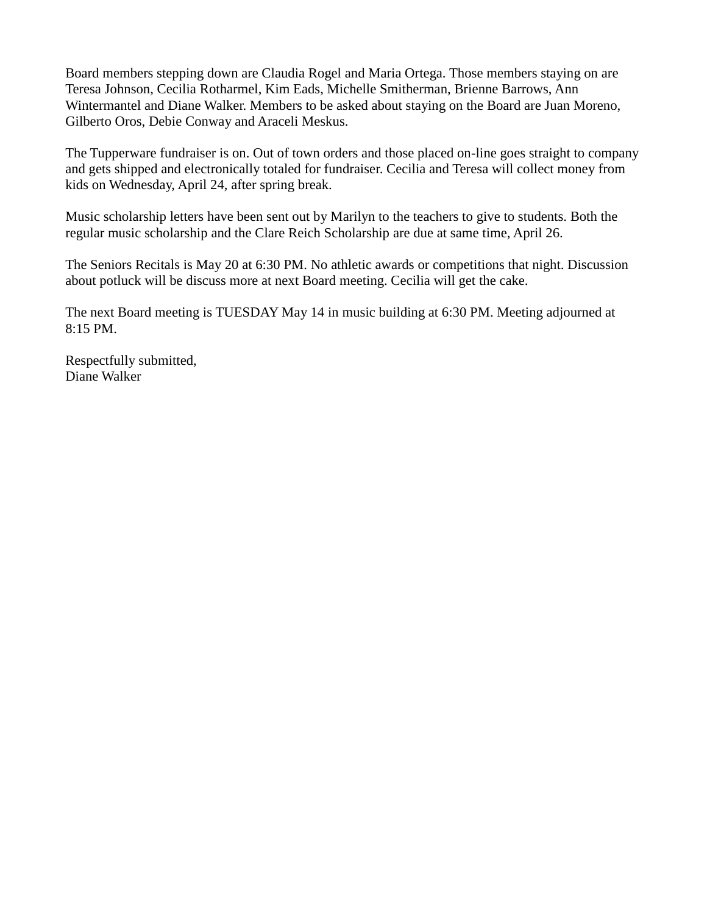Board members stepping down are Claudia Rogel and Maria Ortega. Those members staying on are Teresa Johnson, Cecilia Rotharmel, Kim Eads, Michelle Smitherman, Brienne Barrows, Ann Wintermantel and Diane Walker. Members to be asked about staying on the Board are Juan Moreno, Gilberto Oros, Debie Conway and Araceli Meskus.

The Tupperware fundraiser is on. Out of town orders and those placed on-line goes straight to company and gets shipped and electronically totaled for fundraiser. Cecilia and Teresa will collect money from kids on Wednesday, April 24, after spring break.

Music scholarship letters have been sent out by Marilyn to the teachers to give to students. Both the regular music scholarship and the Clare Reich Scholarship are due at same time, April 26.

The Seniors Recitals is May 20 at 6:30 PM. No athletic awards or competitions that night. Discussion about potluck will be discuss more at next Board meeting. Cecilia will get the cake.

The next Board meeting is TUESDAY May 14 in music building at 6:30 PM. Meeting adjourned at 8:15 PM.

Respectfully submitted,
Diane Walker